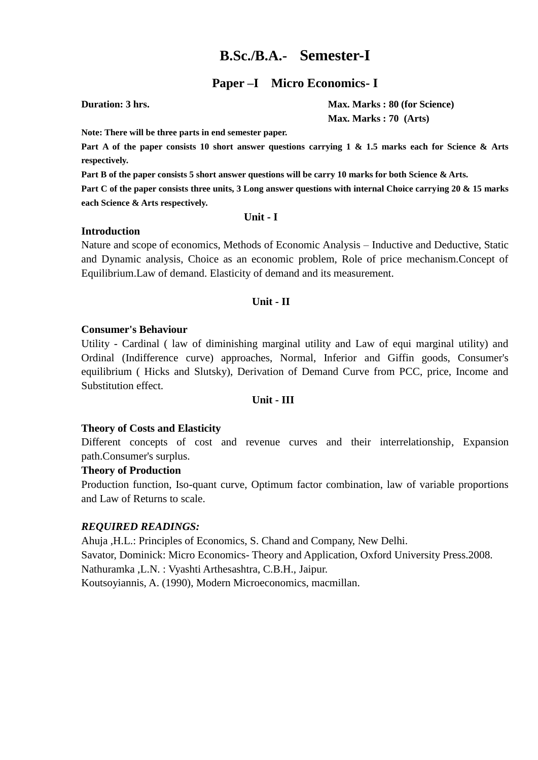# B.Sc./B.A.- Semester-I

## Paper –I Micro Economics- I

**Duration: 3 hrs.** **Max. Marks : 80 (for Science)**
**Max. Marks : 70 (Arts)**

**Note: There will be three parts in end semester paper.**

**Part A of the paper consists 10 short answer questions carrying 1 & 1.5 marks each for Science & Arts respectively.**

**Part B of the paper consists 5 short answer questions will be carry 10 marks for both Science & Arts.**

**Part C of the paper consists three units, 3 Long answer questions with internal Choice carrying 20 & 15 marks each Science & Arts respectively.**

### Unit - I

**Introduction**

Nature and scope of economics, Methods of Economic Analysis – Inductive and Deductive, Static and Dynamic analysis, Choice as an economic problem, Role of price mechanism.Concept of Equilibrium.Law of demand. Elasticity of demand and its measurement.

### Unit - II

**Consumer's Behaviour**

Utility - Cardinal ( law of diminishing marginal utility and Law of equi marginal utility) and Ordinal (Indifference curve) approaches, Normal, Inferior and Giffin goods, Consumer's equilibrium ( Hicks and Slutsky), Derivation of Demand Curve from PCC, price, Income and Substitution effect.

### Unit - III

**Theory of Costs and Elasticity**

Different concepts of cost and revenue curves and their interrelationship, Expansion path.Consumer's surplus.

**Theory of Production**

Production function, Iso-quant curve, Optimum factor combination, law of variable proportions and Law of Returns to scale.

***REQUIRED READINGS:***

Ahuja ,H.L.: Principles of Economics, S. Chand and Company, New Delhi.
Savator, Dominick: Micro Economics- Theory and Application, Oxford University Press.2008.
Nathuramka ,L.N. : Vyashti Arthesashtra, C.B.H., Jaipur.
Koutsoyiannis, A. (1990), Modern Microeconomics, macmillan.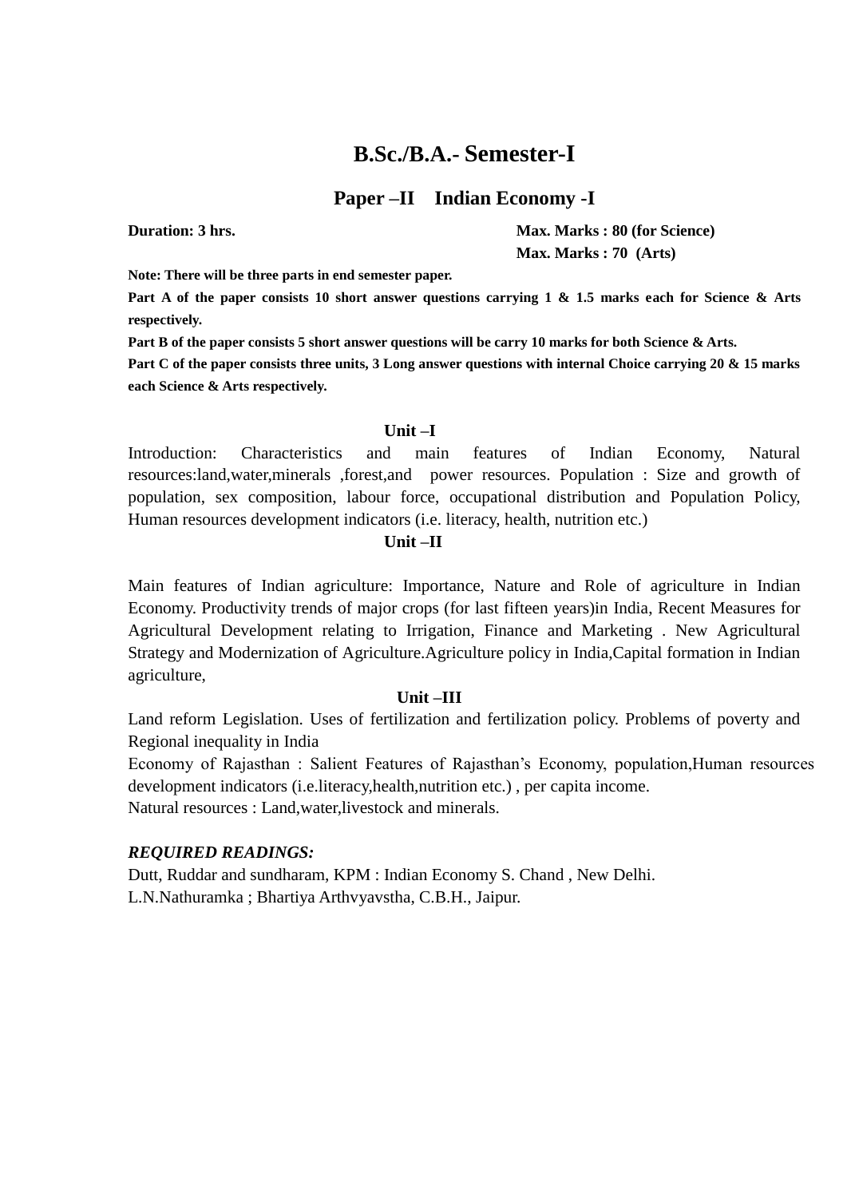# B.Sc./B.A.- Semester-I

## Paper –II Indian Economy -I

**Duration: 3 hrs.** **Max. Marks : 80 (for Science)**
**Max. Marks : 70 (Arts)**

**Note: There will be three parts in end semester paper.**

**Part A of the paper consists 10 short answer questions carrying 1 & 1.5 marks each for Science & Arts respectively.**

**Part B of the paper consists 5 short answer questions will be carry 10 marks for both Science & Arts.**

**Part C of the paper consists three units, 3 Long answer questions with internal Choice carrying 20 & 15 marks each Science & Arts respectively.**

### Unit –I

Introduction: Characteristics and main features of Indian Economy, Natural resources:land,water,minerals ,forest,and power resources. Population : Size and growth of population, sex composition, labour force, occupational distribution and Population Policy, Human resources development indicators (i.e. literacy, health, nutrition etc.)

### Unit –II

Main features of Indian agriculture: Importance, Nature and Role of agriculture in Indian Economy. Productivity trends of major crops (for last fifteen years)in India, Recent Measures for Agricultural Development relating to Irrigation, Finance and Marketing . New Agricultural Strategy and Modernization of Agriculture.Agriculture policy in India,Capital formation in Indian agriculture,

### Unit –III

Land reform Legislation. Uses of fertilization and fertilization policy. Problems of poverty and Regional inequality in India

Economy of Rajasthan : Salient Features of Rajasthan's Economy, population,Human resources development indicators (i.e.literacy,health,nutrition etc.) , per capita income.

Natural resources : Land,water,livestock and minerals.

***REQUIRED READINGS:***

Dutt, Ruddar and sundharam, KPM : Indian Economy S. Chand , New Delhi.

L.N.Nathuramka ; Bhartiya Arthvyavstha, C.B.H., Jaipur.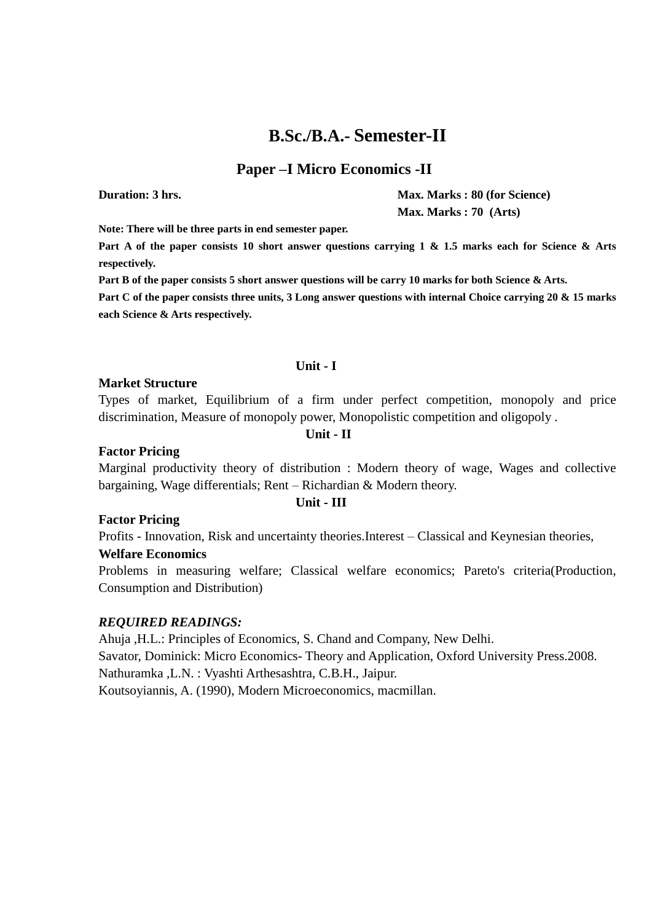# B.Sc./B.A.- Semester-II

## Paper –I Micro Economics -II

**Duration: 3 hrs.** **Max. Marks : 80 (for Science)**
**Max. Marks : 70 (Arts)**

**Note: There will be three parts in end semester paper.**

**Part A of the paper consists 10 short answer questions carrying 1 & 1.5 marks each for Science & Arts respectively.**

**Part B of the paper consists 5 short answer questions will be carry 10 marks for both Science & Arts.**

**Part C of the paper consists three units, 3 Long answer questions with internal Choice carrying 20 & 15 marks each Science & Arts respectively.**

### Unit - I

**Market Structure**

Types of market, Equilibrium of a firm under perfect competition, monopoly and price discrimination, Measure of monopoly power, Monopolistic competition and oligopoly .

### Unit - II

**Factor Pricing**

Marginal productivity theory of distribution : Modern theory of wage, Wages and collective bargaining, Wage differentials; Rent – Richardian & Modern theory.

### Unit - III

**Factor Pricing**

Profits - Innovation, Risk and uncertainty theories.Interest – Classical and Keynesian theories,

**Welfare Economics**

Problems in measuring welfare; Classical welfare economics; Pareto's criteria(Production, Consumption and Distribution)

***REQUIRED READINGS:***

Ahuja ,H.L.: Principles of Economics, S. Chand and Company, New Delhi.
Savator, Dominick: Micro Economics- Theory and Application, Oxford University Press.2008.
Nathuramka ,L.N. : Vyashti Arthesashtra, C.B.H., Jaipur.
Koutsoyiannis, A. (1990), Modern Microeconomics, macmillan.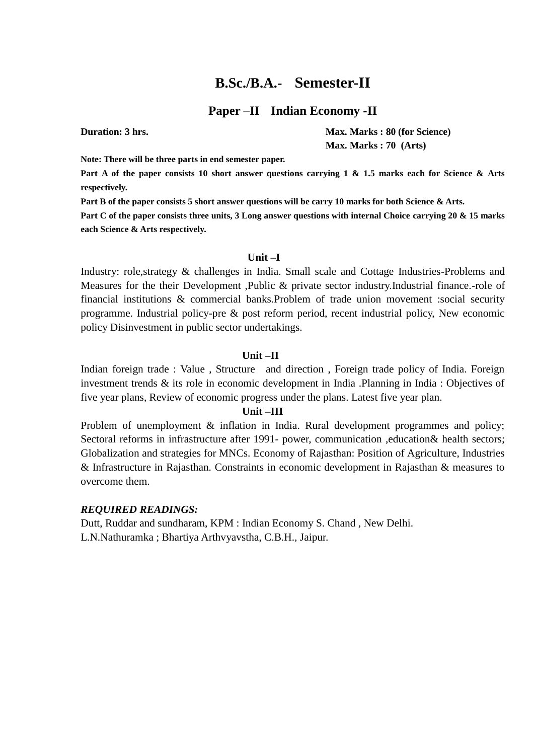# B.Sc./B.A.- Semester-II

## Paper –II Indian Economy -II

**Duration: 3 hrs.** **Max. Marks : 80 (for Science)**
**Max. Marks : 70 (Arts)**

**Note: There will be three parts in end semester paper.**

**Part A of the paper consists 10 short answer questions carrying 1 & 1.5 marks each for Science & Arts respectively.**

**Part B of the paper consists 5 short answer questions will be carry 10 marks for both Science & Arts.**

**Part C of the paper consists three units, 3 Long answer questions with internal Choice carrying 20 & 15 marks each Science & Arts respectively.**

### Unit –I

Industry: role,strategy & challenges in India. Small scale and Cottage Industries-Problems and Measures for the their Development ,Public & private sector industry.Industrial finance.-role of financial institutions & commercial banks.Problem of trade union movement :social security programme. Industrial policy-pre & post reform period, recent industrial policy, New economic policy Disinvestment in public sector undertakings.

### Unit –II

Indian foreign trade : Value , Structure and direction , Foreign trade policy of India. Foreign investment trends & its role in economic development in India .Planning in India : Objectives of five year plans, Review of economic progress under the plans. Latest five year plan.

### Unit –III

Problem of unemployment & inflation in India. Rural development programmes and policy; Sectoral reforms in infrastructure after 1991- power, communication ,education& health sectors; Globalization and strategies for MNCs. Economy of Rajasthan: Position of Agriculture, Industries & Infrastructure in Rajasthan. Constraints in economic development in Rajasthan & measures to overcome them.

***REQUIRED READINGS:***

Dutt, Ruddar and sundharam, KPM : Indian Economy S. Chand , New Delhi.

L.N.Nathuramka ; Bhartiya Arthvyavstha, C.B.H., Jaipur.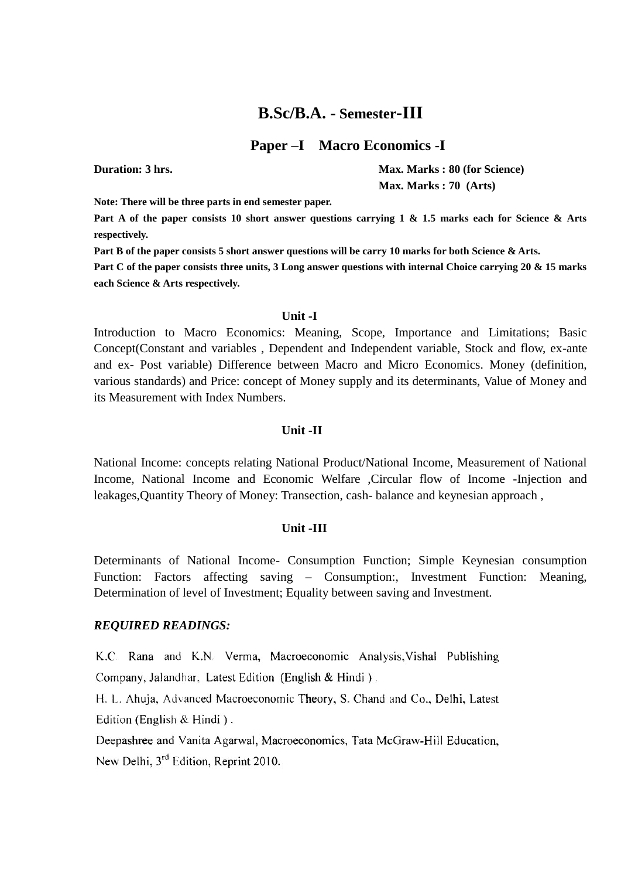# B.Sc/B.A. - Semester-III

## Paper –I Macro Economics -I

**Duration: 3 hrs.** **Max. Marks : 80 (for Science)**
**Max. Marks : 70 (Arts)**

**Note: There will be three parts in end semester paper.**

**Part A of the paper consists 10 short answer questions carrying 1 & 1.5 marks each for Science & Arts respectively.**

**Part B of the paper consists 5 short answer questions will be carry 10 marks for both Science & Arts.**

**Part C of the paper consists three units, 3 Long answer questions with internal Choice carrying 20 & 15 marks each Science & Arts respectively.**

### Unit -I

Introduction to Macro Economics: Meaning, Scope, Importance and Limitations; Basic Concept(Constant and variables , Dependent and Independent variable, Stock and flow, ex-ante and ex- Post variable) Difference between Macro and Micro Economics. Money (definition, various standards) and Price: concept of Money supply and its determinants, Value of Money and its Measurement with Index Numbers.

### Unit -II

National Income: concepts relating National Product/National Income, Measurement of National Income, National Income and Economic Welfare ,Circular flow of Income -Injection and leakages,Quantity Theory of Money: Transection, cash- balance and keynesian approach ,

### Unit -III

Determinants of National Income- Consumption Function; Simple Keynesian consumption Function: Factors affecting saving – Consumption:, Investment Function: Meaning, Determination of level of Investment; Equality between saving and Investment.

***REQUIRED READINGS:***

K.C. Rana and K.N. Verma, Macroeconomic Analysis,Vishal Publishing Company, Jalandhar, Latest Edition (English & Hindi ) .

H. L. Ahuja, Advanced Macroeconomic Theory, S. Chand and Co., Delhi, Latest Edition (English & Hindi ) .

Deepashree and Vanita Agarwal, Macroeconomics, Tata McGraw-Hill Education, New Delhi, 3rd Edition, Reprint 2010.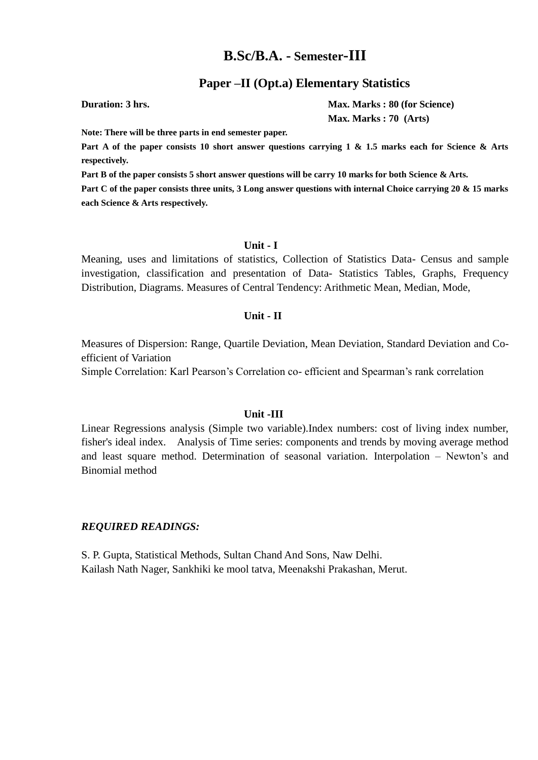# B.Sc/B.A. - Semester-III

## Paper –II (Opt.a) Elementary Statistics

**Duration: 3 hrs.** **Max. Marks : 80 (for Science)**
**Max. Marks : 70 (Arts)**

**Note: There will be three parts in end semester paper.**

**Part A of the paper consists 10 short answer questions carrying 1 & 1.5 marks each for Science & Arts respectively.**

**Part B of the paper consists 5 short answer questions will be carry 10 marks for both Science & Arts.**

**Part C of the paper consists three units, 3 Long answer questions with internal Choice carrying 20 & 15 marks each Science & Arts respectively.**

### Unit - I

Meaning, uses and limitations of statistics, Collection of Statistics Data- Census and sample investigation, classification and presentation of Data- Statistics Tables, Graphs, Frequency Distribution, Diagrams. Measures of Central Tendency: Arithmetic Mean, Median, Mode,

### Unit - II

Measures of Dispersion: Range, Quartile Deviation, Mean Deviation, Standard Deviation and Co-efficient of Variation
Simple Correlation: Karl Pearson's Correlation co- efficient and Spearman's rank correlation

### Unit -III

Linear Regressions analysis (Simple two variable).Index numbers: cost of living index number, fisher's ideal index. Analysis of Time series: components and trends by moving average method and least square method. Determination of seasonal variation. Interpolation – Newton's and Binomial method

***REQUIRED READINGS:***

S. P. Gupta, Statistical Methods, Sultan Chand And Sons, Naw Delhi.
Kailash Nath Nager, Sankhiki ke mool tatva, Meenakshi Prakashan, Merut.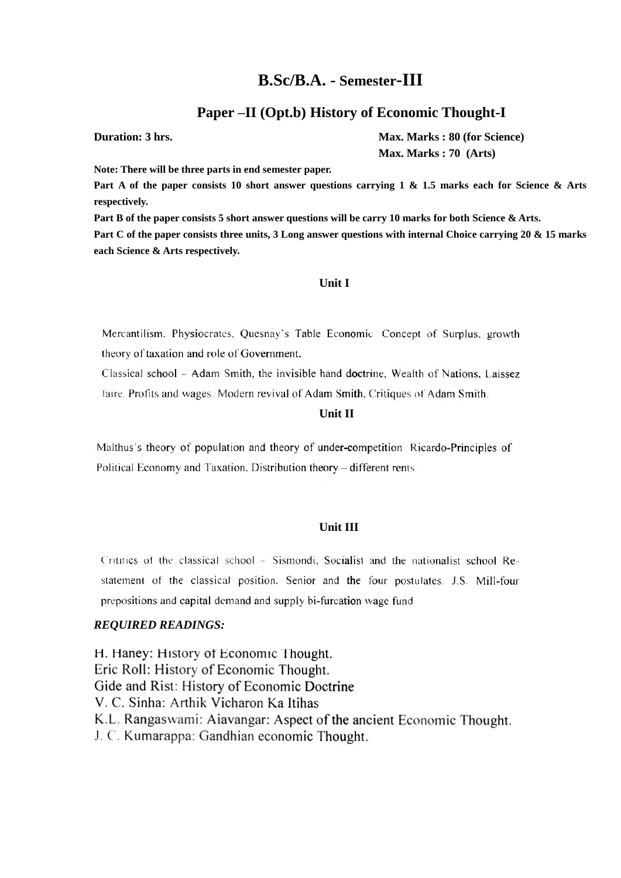# B.Sc/B.A. - Semester-III

## Paper –II (Opt.b) History of Economic Thought-I

**Duration: 3 hrs.** **Max. Marks : 80 (for Science)**
**Max. Marks : 70 (Arts)**

**Note: There will be three parts in end semester paper.**

**Part A of the paper consists 10 short answer questions carrying 1 & 1.5 marks each for Science & Arts respectively.**

**Part B of the paper consists 5 short answer questions will be carry 10 marks for both Science & Arts.**

**Part C of the paper consists three units, 3 Long answer questions with internal Choice carrying 20 & 15 marks each Science & Arts respectively.**

### Unit I

Mercantilism, Physiocrates, Quesnay's Table Economic Concept of Surplus, growth theory of taxation and role of Government.

Classical school – Adam Smith, the invisible hand doctrine, Wealth of Nations, Laissez faire. Profits and wages. Modern revival of Adam Smith, Critiques of Adam Smith.

### Unit II

Malthus's theory of population and theory of under-competition. Ricardo-Principles of Political Economy and Taxation. Distribution theory – different rents.

### Unit III

Critics of the classical school – Sismondi, Socialist and the nationalist school Re-statement of the classical position. Senior and the four postulates. J.S. Mill-four prepositions and capital demand and supply bi-furcation wage fund

***REQUIRED READINGS:***

H. Haney: History of Economic Thought.
Eric Roll: History of Economic Thought.
Gide and Rist: History of Economic Doctrine
V. C. Sinha: Arthik Vicharon Ka Itihas
K.L. Rangaswami: Aiavangar: Aspect of the ancient Economic Thought.
J. C. Kumarappa: Gandhian economic Thought.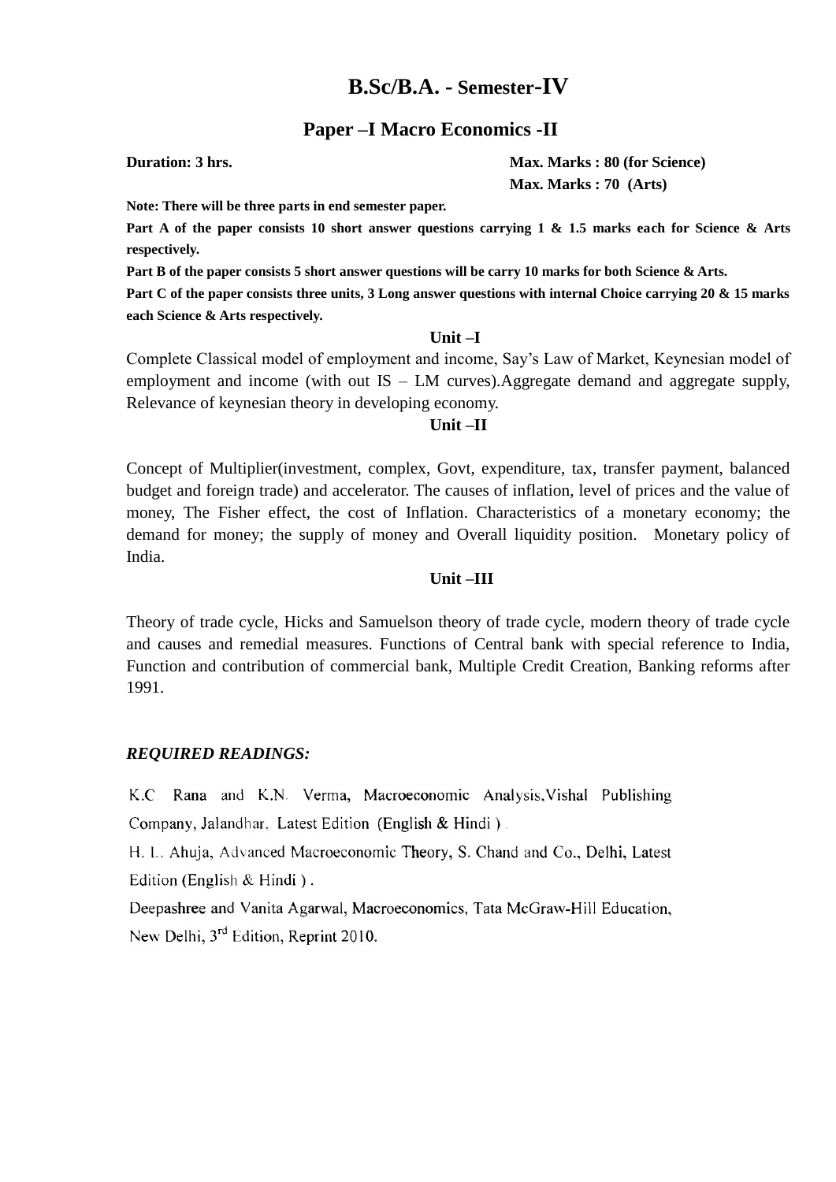# B.Sc/B.A. - Semester-IV

## Paper –I Macro Economics -II

**Duration: 3 hrs.** **Max. Marks : 80 (for Science)**
**Max. Marks : 70 (Arts)**

**Note: There will be three parts in end semester paper.**

**Part A of the paper consists 10 short answer questions carrying 1 & 1.5 marks each for Science & Arts respectively.**

**Part B of the paper consists 5 short answer questions will be carry 10 marks for both Science & Arts.**

**Part C of the paper consists three units, 3 Long answer questions with internal Choice carrying 20 & 15 marks each Science & Arts respectively.**

**Unit –I**

Complete Classical model of employment and income, Say's Law of Market, Keynesian model of employment and income (with out IS – LM curves).Aggregate demand and aggregate supply, Relevance of keynesian theory in developing economy.

**Unit –II**

Concept of Multiplier(investment, complex, Govt, expenditure, tax, transfer payment, balanced budget and foreign trade) and accelerator. The causes of inflation, level of prices and the value of money, The Fisher effect, the cost of Inflation. Characteristics of a monetary economy; the demand for money; the supply of money and Overall liquidity position. Monetary policy of India.

**Unit –III**

Theory of trade cycle, Hicks and Samuelson theory of trade cycle, modern theory of trade cycle and causes and remedial measures. Functions of Central bank with special reference to India, Function and contribution of commercial bank, Multiple Credit Creation, Banking reforms after 1991.

***REQUIRED READINGS:***

K.C. Rana and K.N. Verma, Macroeconomic Analysis,Vishal Publishing Company, Jalandhar, Latest Edition (English & Hindi ).

H. L. Ahuja, Advanced Macroeconomic Theory, S. Chand and Co., Delhi, Latest Edition (English & Hindi ) .

Deepashree and Vanita Agarwal, Macroeconomics, Tata McGraw-Hill Education, New Delhi, 3rd Edition, Reprint 2010.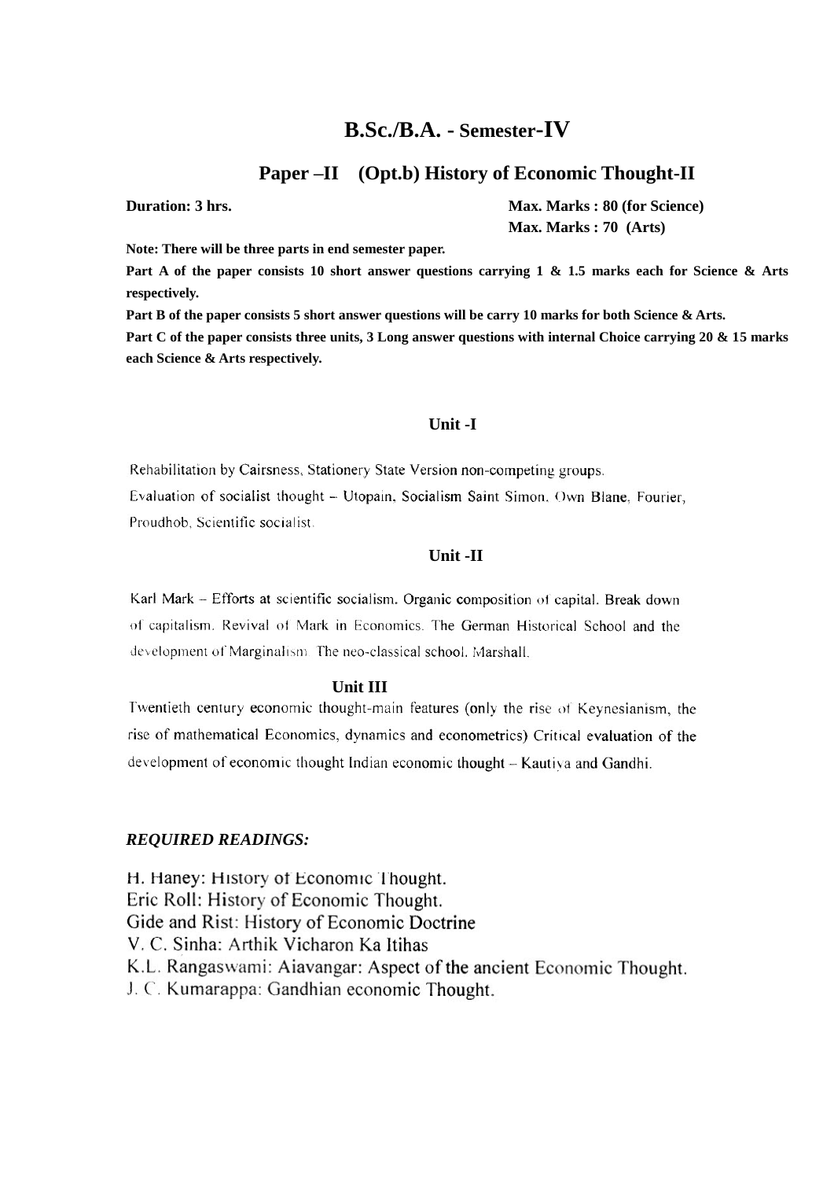# B.Sc./B.A. - Semester-IV

## Paper –II (Opt.b) History of Economic Thought-II

**Duration: 3 hrs.** **Max. Marks : 80 (for Science)**
**Max. Marks : 70 (Arts)**

**Note: There will be three parts in end semester paper.**

**Part A of the paper consists 10 short answer questions carrying 1 & 1.5 marks each for Science & Arts respectively.**

**Part B of the paper consists 5 short answer questions will be carry 10 marks for both Science & Arts.**

**Part C of the paper consists three units, 3 Long answer questions with internal Choice carrying 20 & 15 marks each Science & Arts respectively.**

### Unit -I

Rehabilitation by Cairsness, Stationery State Version non-competing groups.
Evaluation of socialist thought – Utopain, Socialism Saint Simon. Own Blane, Fourier, Proudhob, Scientific socialist.

### Unit -II

Karl Mark – Efforts at scientific socialism. Organic composition of capital. Break down of capitalism. Revival of Mark in Economics. The German Historical School and the development of Marginalism. The neo-classical school. Marshall.

### Unit III

Twentieth century economic thought-main features (only the rise of Keynesianism, the rise of mathematical Economics, dynamics and econometrics) Critical evaluation of the development of economic thought Indian economic thought – Kautiya and Gandhi.

***REQUIRED READINGS:***

H. Haney: History of Economic Thought.
Eric Roll: History of Economic Thought.
Gide and Rist: History of Economic Doctrine
V. C. Sinha: Arthik Vicharon Ka Itihas
K.L. Rangaswami: Aiavangar: Aspect of the ancient Economic Thought.
J. C. Kumarappa: Gandhian economic Thought.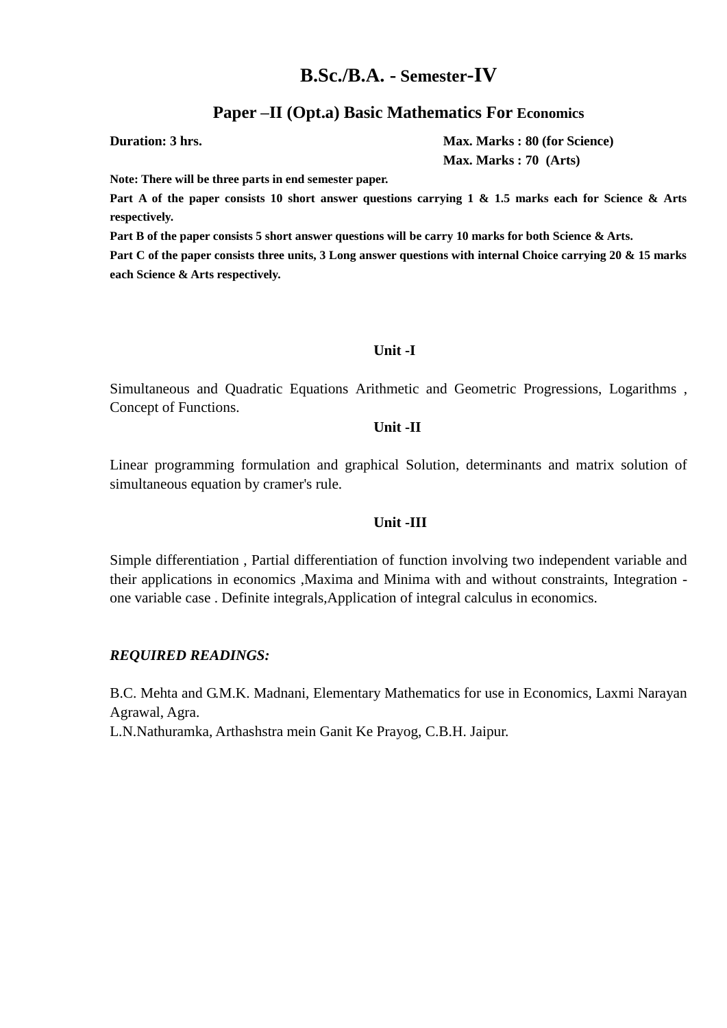# B.Sc./B.A. - Semester-IV

## Paper –II (Opt.a) Basic Mathematics For Economics

**Duration: 3 hrs.** **Max. Marks : 80 (for Science)**
**Max. Marks : 70 (Arts)**

**Note: There will be three parts in end semester paper.**

**Part A of the paper consists 10 short answer questions carrying 1 & 1.5 marks each for Science & Arts respectively.**

**Part B of the paper consists 5 short answer questions will be carry 10 marks for both Science & Arts.**

**Part C of the paper consists three units, 3 Long answer questions with internal Choice carrying 20 & 15 marks each Science & Arts respectively.**

### Unit -I

Simultaneous and Quadratic Equations Arithmetic and Geometric Progressions, Logarithms , Concept of Functions.

### Unit -II

Linear programming formulation and graphical Solution, determinants and matrix solution of simultaneous equation by cramer's rule.

### Unit -III

Simple differentiation , Partial differentiation of function involving two independent variable and their applications in economics ,Maxima and Minima with and without constraints, Integration - one variable case . Definite integrals,Application of integral calculus in economics.

***REQUIRED READINGS:***

B.C. Mehta and G.M.K. Madnani, Elementary Mathematics for use in Economics, Laxmi Narayan Agrawal, Agra.
L.N.Nathuramka, Arthashstra mein Ganit Ke Prayog, C.B.H. Jaipur.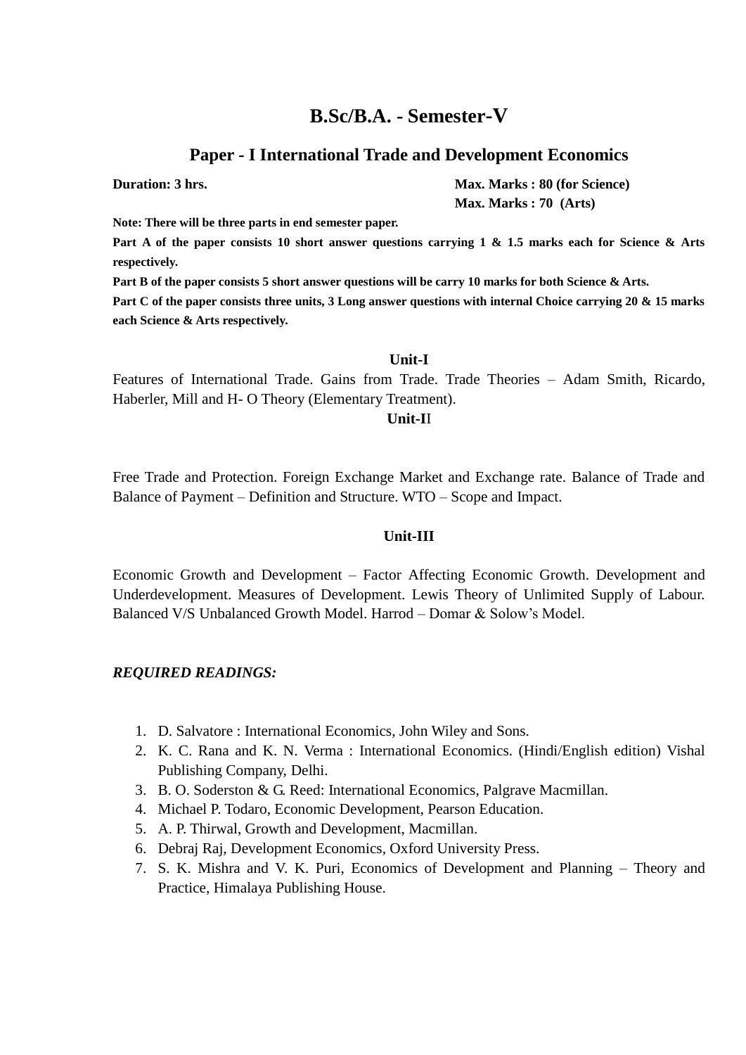# B.Sc/B.A. - Semester-V

## Paper - I International Trade and Development Economics

**Duration: 3 hrs.** **Max. Marks : 80 (for Science)**
**Max. Marks : 70 (Arts)**

**Note: There will be three parts in end semester paper.**

**Part A of the paper consists 10 short answer questions carrying 1 & 1.5 marks each for Science & Arts respectively.**

**Part B of the paper consists 5 short answer questions will be carry 10 marks for both Science & Arts.**

**Part C of the paper consists three units, 3 Long answer questions with internal Choice carrying 20 & 15 marks each Science & Arts respectively.**

**Unit-I**

Features of International Trade. Gains from Trade. Trade Theories – Adam Smith, Ricardo, Haberler, Mill and H- O Theory (Elementary Treatment).

**Unit-II**

Free Trade and Protection. Foreign Exchange Market and Exchange rate. Balance of Trade and Balance of Payment – Definition and Structure. WTO – Scope and Impact.

**Unit-III**

Economic Growth and Development – Factor Affecting Economic Growth. Development and Underdevelopment. Measures of Development. Lewis Theory of Unlimited Supply of Labour. Balanced V/S Unbalanced Growth Model. Harrod – Domar & Solow's Model.

***REQUIRED READINGS:***

1. D. Salvatore : International Economics, John Wiley and Sons.
2. K. C. Rana and K. N. Verma : International Economics. (Hindi/English edition) Vishal Publishing Company, Delhi.
3. B. O. Soderston & G. Reed: International Economics, Palgrave Macmillan.
4. Michael P. Todaro, Economic Development, Pearson Education.
5. A. P. Thirwal, Growth and Development, Macmillan.
6. Debraj Raj, Development Economics, Oxford University Press.
7. S. K. Mishra and V. K. Puri, Economics of Development and Planning – Theory and Practice, Himalaya Publishing House.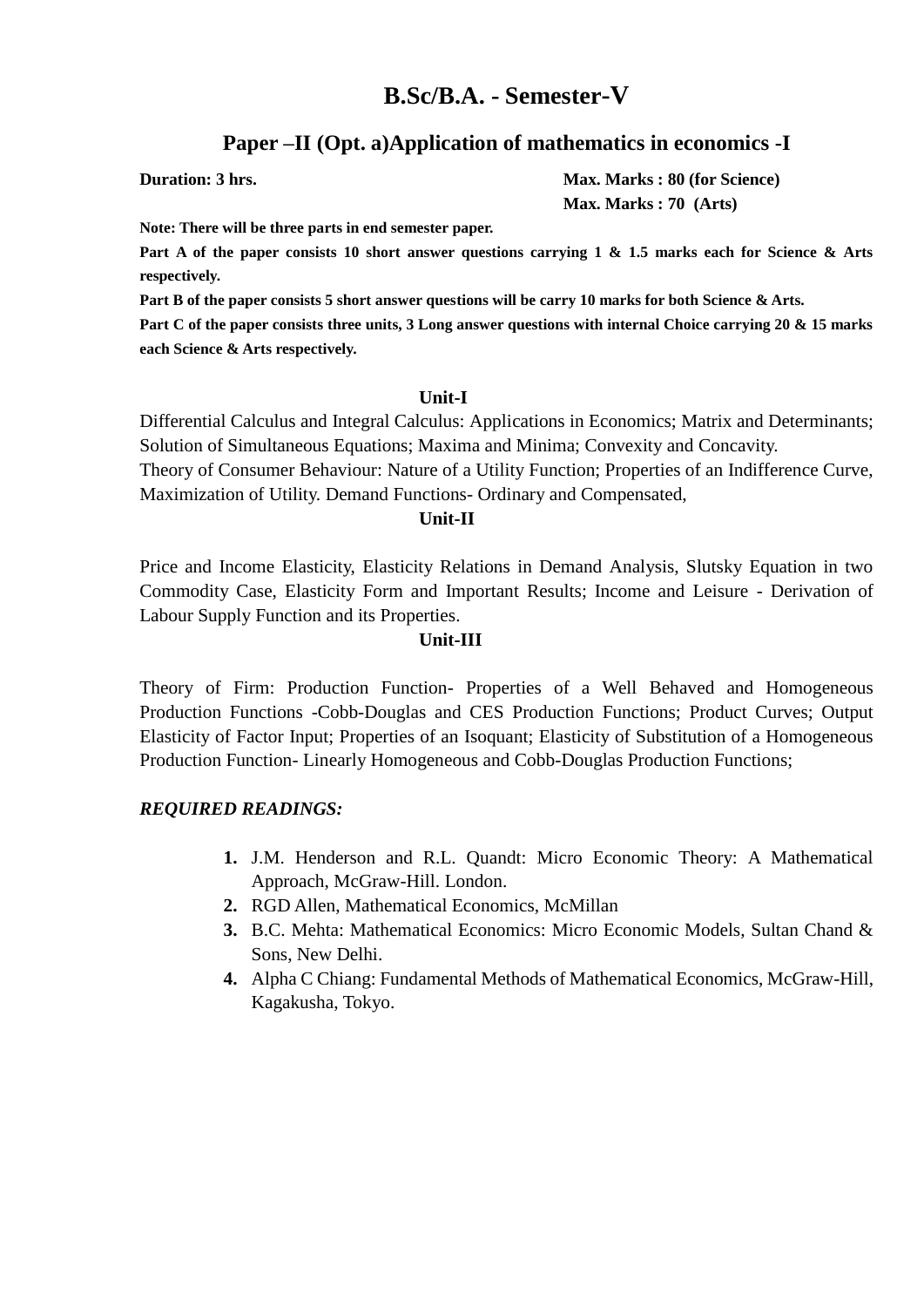# B.Sc/B.A. - Semester-V

## Paper –II (Opt. a)Application of mathematics in economics -I

**Duration: 3 hrs.** **Max. Marks : 80 (for Science)**
**Max. Marks : 70 (Arts)**

**Note: There will be three parts in end semester paper.**

**Part A of the paper consists 10 short answer questions carrying 1 & 1.5 marks each for Science & Arts respectively.**

**Part B of the paper consists 5 short answer questions will be carry 10 marks for both Science & Arts.**

**Part C of the paper consists three units, 3 Long answer questions with internal Choice carrying 20 & 15 marks each Science & Arts respectively.**

**Unit-I**

Differential Calculus and Integral Calculus: Applications in Economics; Matrix and Determinants; Solution of Simultaneous Equations; Maxima and Minima; Convexity and Concavity.
Theory of Consumer Behaviour: Nature of a Utility Function; Properties of an Indifference Curve, Maximization of Utility. Demand Functions- Ordinary and Compensated,

**Unit-II**

Price and Income Elasticity, Elasticity Relations in Demand Analysis, Slutsky Equation in two Commodity Case, Elasticity Form and Important Results; Income and Leisure - Derivation of Labour Supply Function and its Properties.

**Unit-III**

Theory of Firm: Production Function- Properties of a Well Behaved and Homogeneous Production Functions -Cobb-Douglas and CES Production Functions; Product Curves; Output Elasticity of Factor Input; Properties of an Isoquant; Elasticity of Substitution of a Homogeneous Production Function- Linearly Homogeneous and Cobb-Douglas Production Functions;

***REQUIRED READINGS:***

1. J.M. Henderson and R.L. Quandt: Micro Economic Theory: A Mathematical Approach, McGraw-Hill. London.
2. RGD Allen, Mathematical Economics, McMillan
3. B.C. Mehta: Mathematical Economics: Micro Economic Models, Sultan Chand & Sons, New Delhi.
4. Alpha C Chiang: Fundamental Methods of Mathematical Economics, McGraw-Hill, Kagakusha, Tokyo.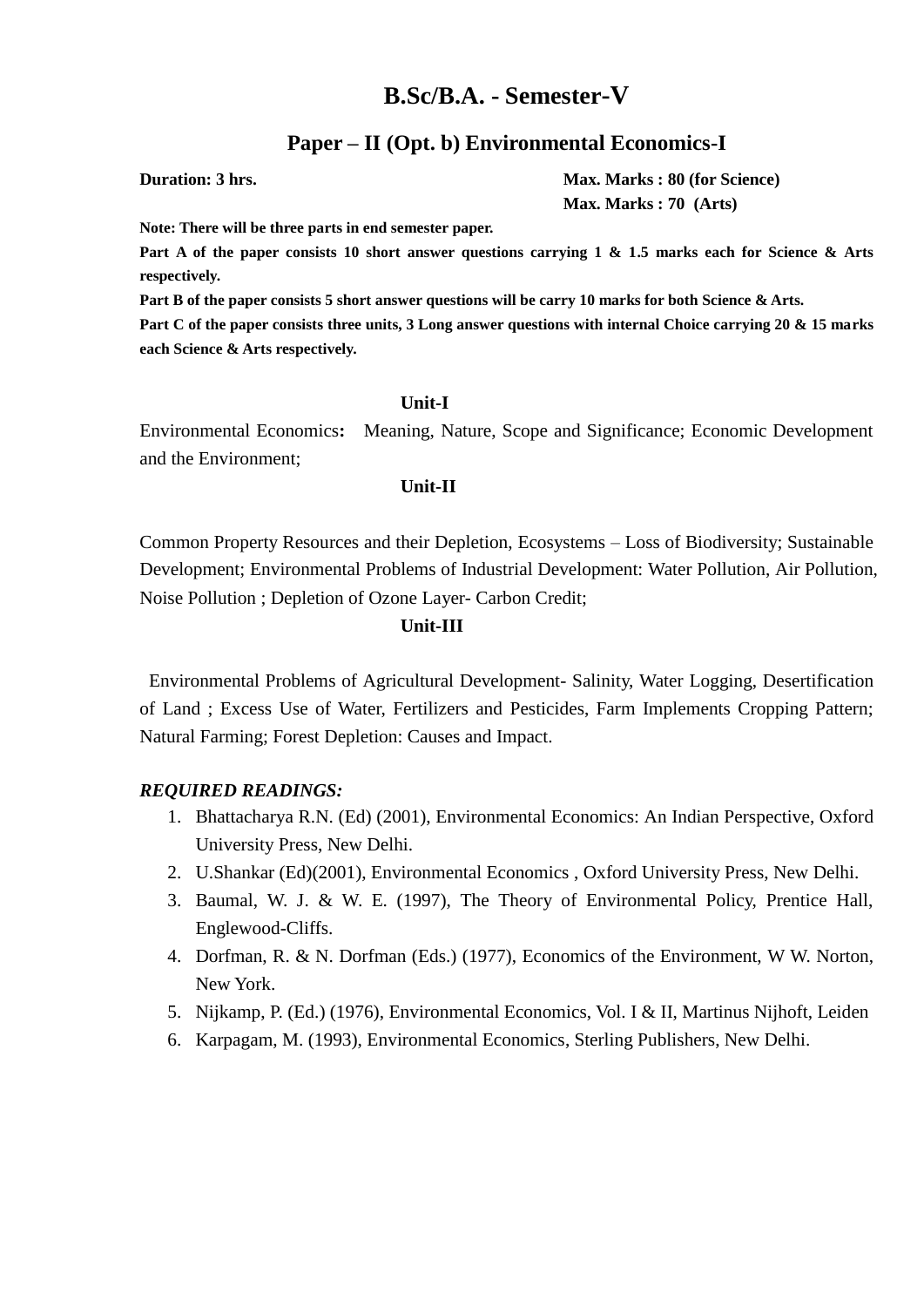# B.Sc/B.A. - Semester-V

## Paper – II (Opt. b) Environmental Economics-I

**Duration: 3 hrs.** **Max. Marks : 80 (for Science)**
**Max. Marks : 70 (Arts)**

**Note: There will be three parts in end semester paper.**

**Part A of the paper consists 10 short answer questions carrying 1 & 1.5 marks each for Science & Arts respectively.**

**Part B of the paper consists 5 short answer questions will be carry 10 marks for both Science & Arts.**

**Part C of the paper consists three units, 3 Long answer questions with internal Choice carrying 20 & 15 marks each Science & Arts respectively.**

### Unit-I

Environmental Economics**:** Meaning, Nature, Scope and Significance; Economic Development and the Environment;

### Unit-II

Common Property Resources and their Depletion, Ecosystems – Loss of Biodiversity; Sustainable Development; Environmental Problems of Industrial Development: Water Pollution, Air Pollution, Noise Pollution ; Depletion of Ozone Layer- Carbon Credit;

### Unit-III

Environmental Problems of Agricultural Development- Salinity, Water Logging, Desertification of Land ; Excess Use of Water, Fertilizers and Pesticides, Farm Implements Cropping Pattern; Natural Farming; Forest Depletion: Causes and Impact.

***REQUIRED READINGS:***

1. Bhattacharya R.N. (Ed) (2001), Environmental Economics: An Indian Perspective, Oxford University Press, New Delhi.
2. U.Shankar (Ed)(2001), Environmental Economics , Oxford University Press, New Delhi.
3. Baumal, W. J. & W. E. (1997), The Theory of Environmental Policy, Prentice Hall, Englewood-Cliffs.
4. Dorfman, R. & N. Dorfman (Eds.) (1977), Economics of the Environment, W W. Norton, New York.
5. Nijkamp, P. (Ed.) (1976), Environmental Economics, Vol. I & II, Martinus Nijhoft, Leiden
6. Karpagam, M. (1993), Environmental Economics, Sterling Publishers, New Delhi.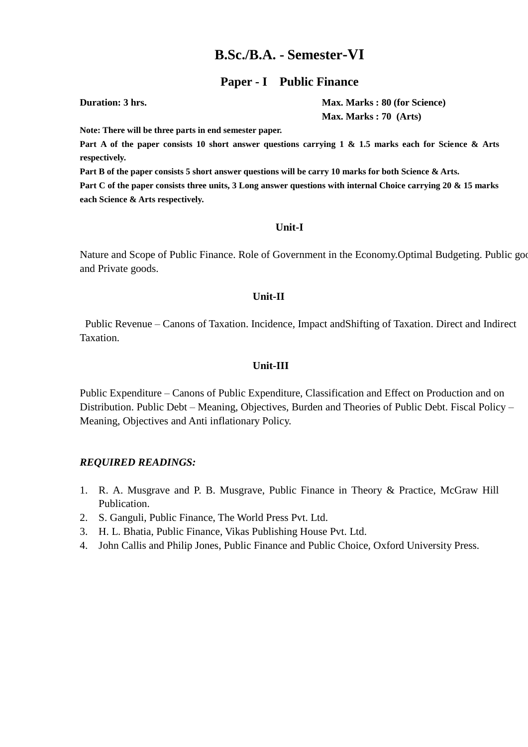# B.Sc./B.A. - Semester-VI

## Paper - I Public Finance

**Duration: 3 hrs.** **Max. Marks : 80 (for Science)**
**Max. Marks : 70 (Arts)**

**Note: There will be three parts in end semester paper.**

**Part A of the paper consists 10 short answer questions carrying 1 & 1.5 marks each for Science & Arts respectively.**

**Part B of the paper consists 5 short answer questions will be carry 10 marks for both Science & Arts.**

**Part C of the paper consists three units, 3 Long answer questions with internal Choice carrying 20 & 15 marks each Science & Arts respectively.**

### Unit-I

Nature and Scope of Public Finance. Role of Government in the Economy.Optimal Budgeting. Public goods and Private goods.

### Unit-II

Public Revenue – Canons of Taxation. Incidence, Impact andShifting of Taxation. Direct and Indirect Taxation.

### Unit-III

Public Expenditure – Canons of Public Expenditure, Classification and Effect on Production and on Distribution. Public Debt – Meaning, Objectives, Burden and Theories of Public Debt. Fiscal Policy – Meaning, Objectives and Anti inflationary Policy.

***REQUIRED READINGS:***

1. R. A. Musgrave and P. B. Musgrave, Public Finance in Theory & Practice, McGraw Hill Publication.
2. S. Ganguli, Public Finance, The World Press Pvt. Ltd.
3. H. L. Bhatia, Public Finance, Vikas Publishing House Pvt. Ltd.
4. John Callis and Philip Jones, Public Finance and Public Choice, Oxford University Press.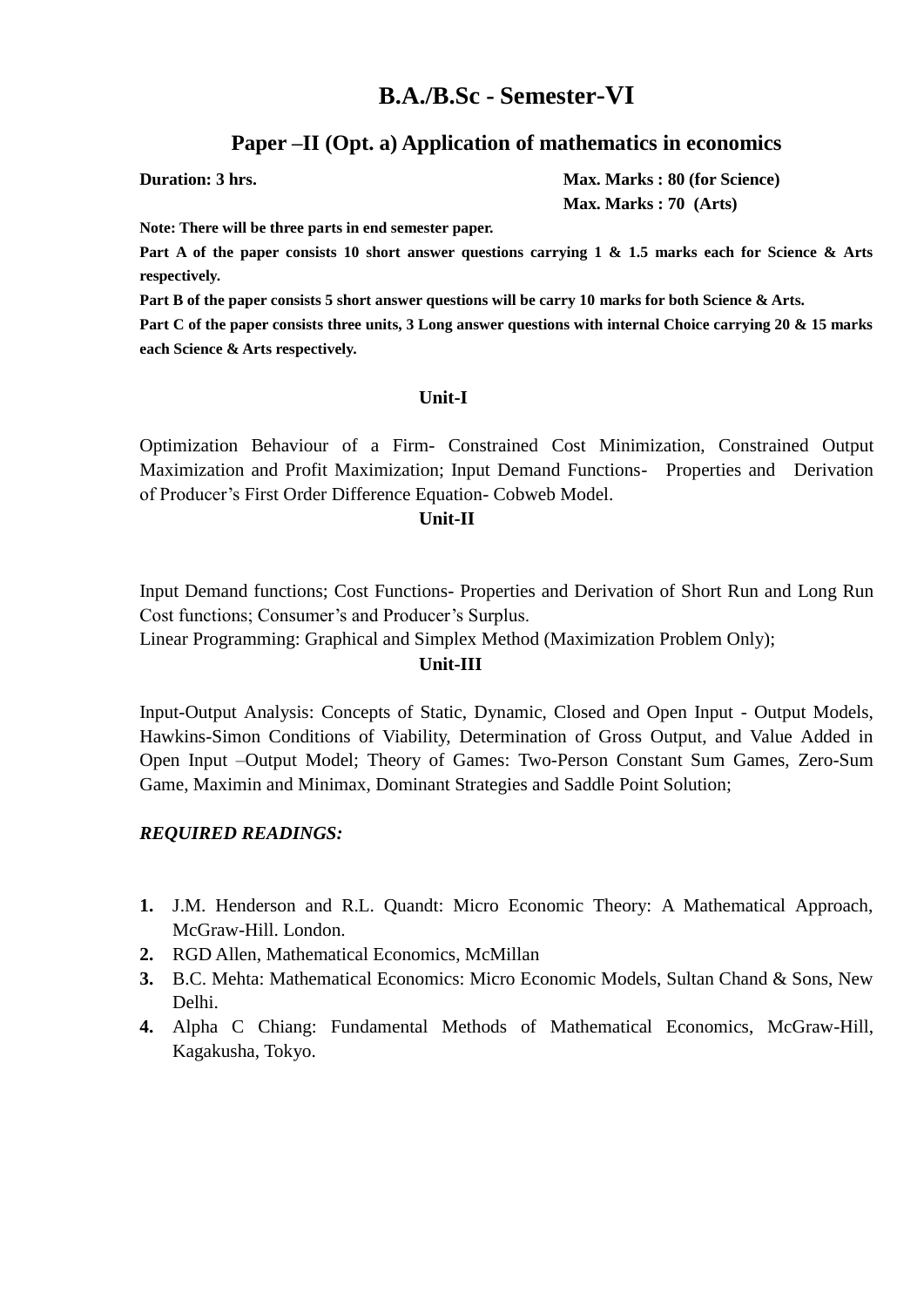# B.A./B.Sc - Semester-VI

## Paper –II (Opt. a) Application of mathematics in economics

**Duration: 3 hrs.** **Max. Marks : 80 (for Science)**
**Max. Marks : 70 (Arts)**

**Note: There will be three parts in end semester paper.**

**Part A of the paper consists 10 short answer questions carrying 1 & 1.5 marks each for Science & Arts respectively.**

**Part B of the paper consists 5 short answer questions will be carry 10 marks for both Science & Arts.**

**Part C of the paper consists three units, 3 Long answer questions with internal Choice carrying 20 & 15 marks each Science & Arts respectively.**

### Unit-I

Optimization Behaviour of a Firm- Constrained Cost Minimization, Constrained Output Maximization and Profit Maximization; Input Demand Functions- Properties and Derivation of Producer's First Order Difference Equation- Cobweb Model.

### Unit-II

Input Demand functions; Cost Functions- Properties and Derivation of Short Run and Long Run Cost functions; Consumer's and Producer's Surplus.
Linear Programming: Graphical and Simplex Method (Maximization Problem Only);

### Unit-III

Input-Output Analysis: Concepts of Static, Dynamic, Closed and Open Input - Output Models, Hawkins-Simon Conditions of Viability, Determination of Gross Output, and Value Added in Open Input –Output Model; Theory of Games: Two-Person Constant Sum Games, Zero-Sum Game, Maximin and Minimax, Dominant Strategies and Saddle Point Solution;

***REQUIRED READINGS:***

1. J.M. Henderson and R.L. Quandt: Micro Economic Theory: A Mathematical Approach, McGraw-Hill. London.
2. RGD Allen, Mathematical Economics, McMillan
3. B.C. Mehta: Mathematical Economics: Micro Economic Models, Sultan Chand & Sons, New Delhi.
4. Alpha C Chiang: Fundamental Methods of Mathematical Economics, McGraw-Hill, Kagakusha, Tokyo.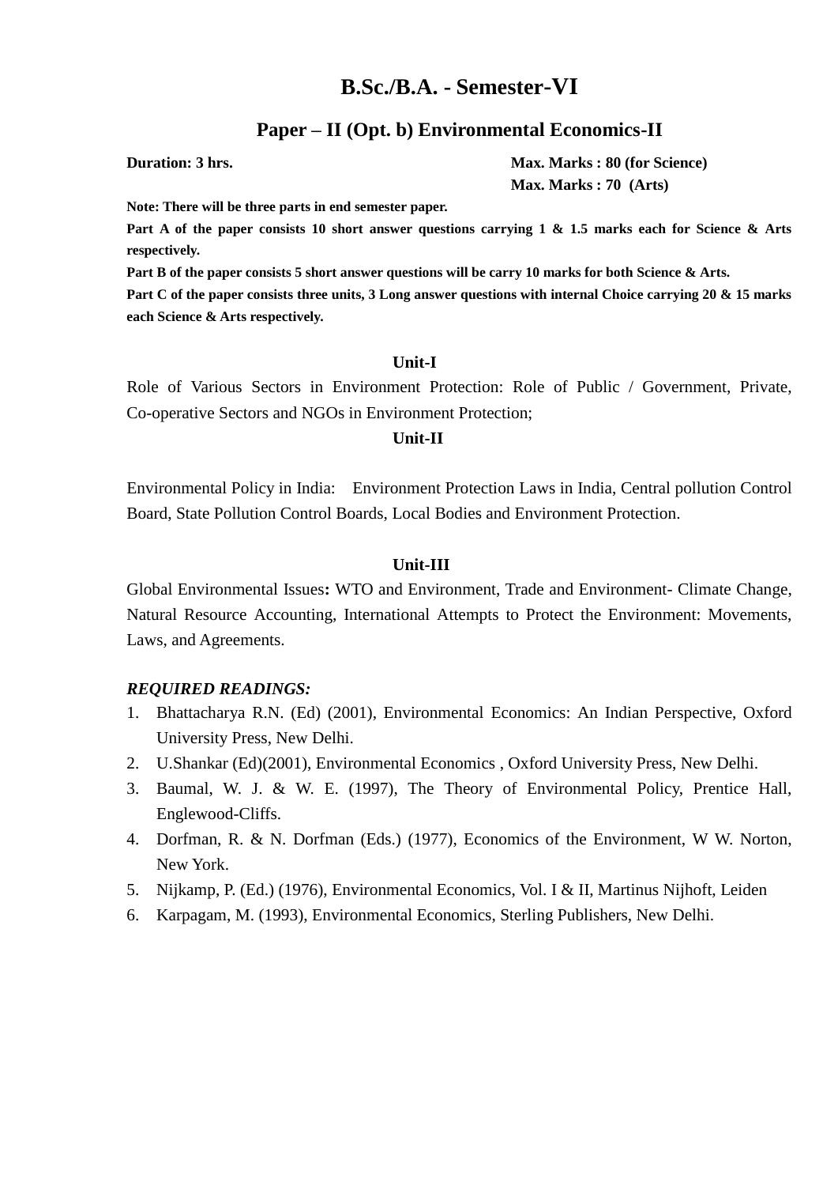# B.Sc./B.A. - Semester-VI

## Paper – II (Opt. b) Environmental Economics-II

**Duration: 3 hrs.** **Max. Marks : 80 (for Science)**
**Max. Marks : 70 (Arts)**

**Note: There will be three parts in end semester paper.**

**Part A of the paper consists 10 short answer questions carrying 1 & 1.5 marks each for Science & Arts respectively.**

**Part B of the paper consists 5 short answer questions will be carry 10 marks for both Science & Arts.**

**Part C of the paper consists three units, 3 Long answer questions with internal Choice carrying 20 & 15 marks each Science & Arts respectively.**

**Unit-I**

Role of Various Sectors in Environment Protection: Role of Public / Government, Private, Co-operative Sectors and NGOs in Environment Protection;

**Unit-II**

Environmental Policy in India: Environment Protection Laws in India, Central pollution Control Board, State Pollution Control Boards, Local Bodies and Environment Protection.

**Unit-III**

Global Environmental Issues**:** WTO and Environment, Trade and Environment- Climate Change, Natural Resource Accounting, International Attempts to Protect the Environment: Movements, Laws, and Agreements.

***REQUIRED READINGS:***

1. Bhattacharya R.N. (Ed) (2001), Environmental Economics: An Indian Perspective, Oxford University Press, New Delhi.
2. U.Shankar (Ed)(2001), Environmental Economics , Oxford University Press, New Delhi.
3. Baumal, W. J. & W. E. (1997), The Theory of Environmental Policy, Prentice Hall, Englewood-Cliffs.
4. Dorfman, R. & N. Dorfman (Eds.) (1977), Economics of the Environment, W W. Norton, New York.
5. Nijkamp, P. (Ed.) (1976), Environmental Economics, Vol. I & II, Martinus Nijhoft, Leiden
6. Karpagam, M. (1993), Environmental Economics, Sterling Publishers, New Delhi.